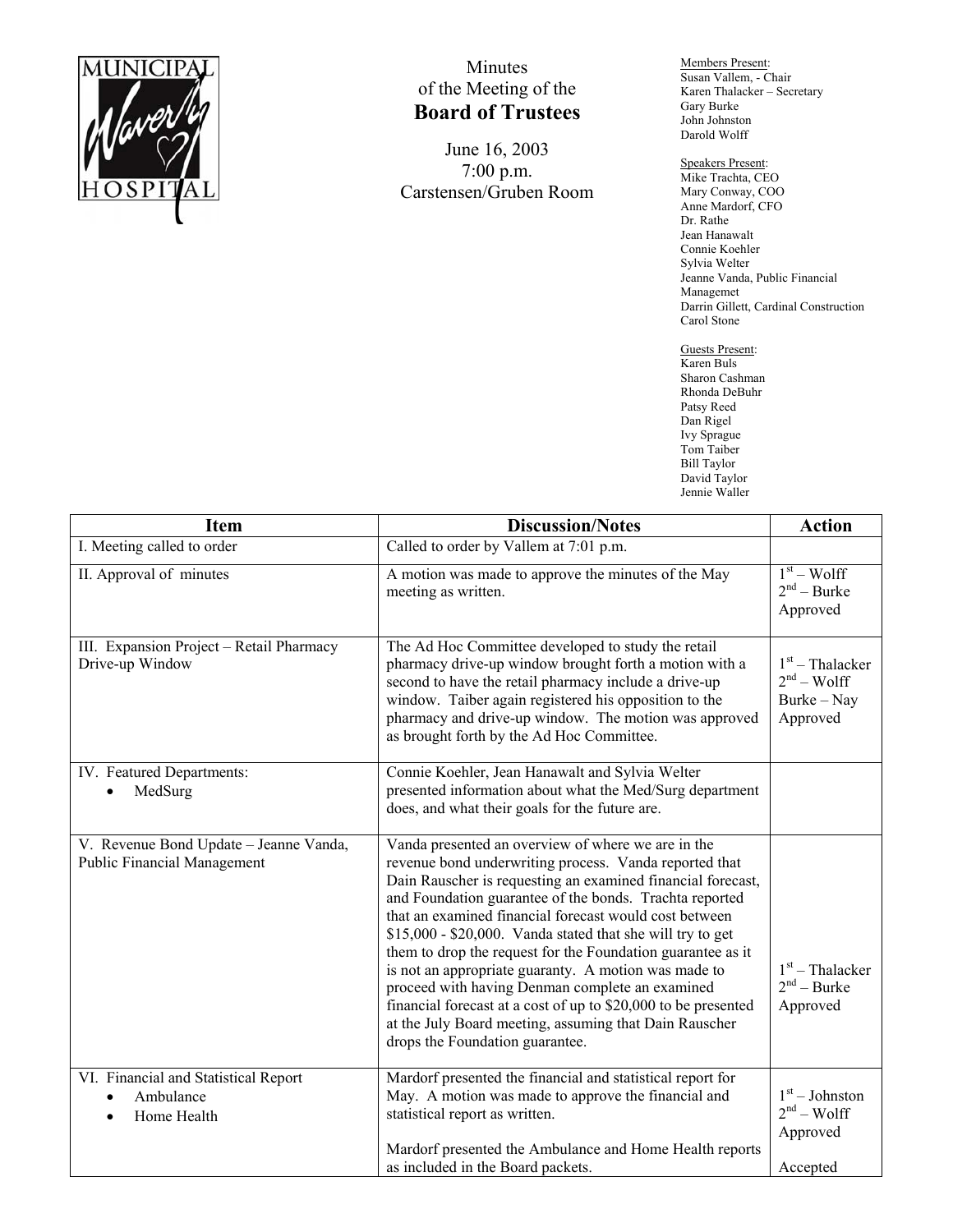# Minutes of the Meeting of the Board of Trustees

June 16, 2003
7:00 p.m.
Carstensen/Gruben Room

Members Present:
Susan Vallem, - Chair
Karen Thalacker – Secretary
Gary Burke
John Johnston
Darold Wolff

Speakers Present:
Mike Trachta, CEO
Mary Conway, COO
Anne Mardorf, CFO
Dr. Rathe
Jean Hanawalt
Connie Koehler
Sylvia Welter
Jeanne Vanda, Public Financial Managemet
Darrin Gillett, Cardinal Construction
Carol Stone

Guests Present:
Karen Buls
Sharon Cashman
Rhonda DeBuhr
Patsy Reed
Dan Rigel
Ivy Sprague
Tom Taiber
Bill Taylor
David Taylor
Jennie Waller

| Item | Discussion/Notes | Action |
|---|---|---|
| I. Meeting called to order | Called to order by Vallem at 7:01 p.m. | |
| II. Approval of minutes | A motion was made to approve the minutes of the May meeting as written. | 1st – Wolff<br>2nd – Burke<br>Approved |
| III. Expansion Project – Retail Pharmacy Drive-up Window | The Ad Hoc Committee developed to study the retail pharmacy drive-up window brought forth a motion with a second to have the retail pharmacy include a drive-up window. Taiber again registered his opposition to the pharmacy and drive-up window. The motion was approved as brought forth by the Ad Hoc Committee. | 1st – Thalacker<br>2nd – Wolff<br>Burke – Nay<br>Approved |
| IV. Featured Departments:<br>• MedSurg | Connie Koehler, Jean Hanawalt and Sylvia Welter presented information about what the Med/Surg department does, and what their goals for the future are. | |
| V. Revenue Bond Update – Jeanne Vanda, Public Financial Management | Vanda presented an overview of where we are in the revenue bond underwriting process. Vanda reported that Dain Rauscher is requesting an examined financial forecast, and Foundation guarantee of the bonds. Trachta reported that an examined financial forecast would cost between \$15,000 - \$20,000. Vanda stated that she will try to get them to drop the request for the Foundation guarantee as it is not an appropriate guaranty. A motion was made to proceed with having Denman complete an examined financial forecast at a cost of up to \$20,000 to be presented at the July Board meeting, assuming that Dain Rauscher drops the Foundation guarantee. | 1st – Thalacker<br>2nd – Burke<br>Approved |
| VI. Financial and Statistical Report<br>• Ambulance<br>• Home Health | Mardorf presented the financial and statistical report for May. A motion was made to approve the financial and statistical report as written.<br><br>Mardorf presented the Ambulance and Home Health reports as included in the Board packets. | 1st – Johnston<br>2nd – Wolff<br>Approved<br><br>Accepted |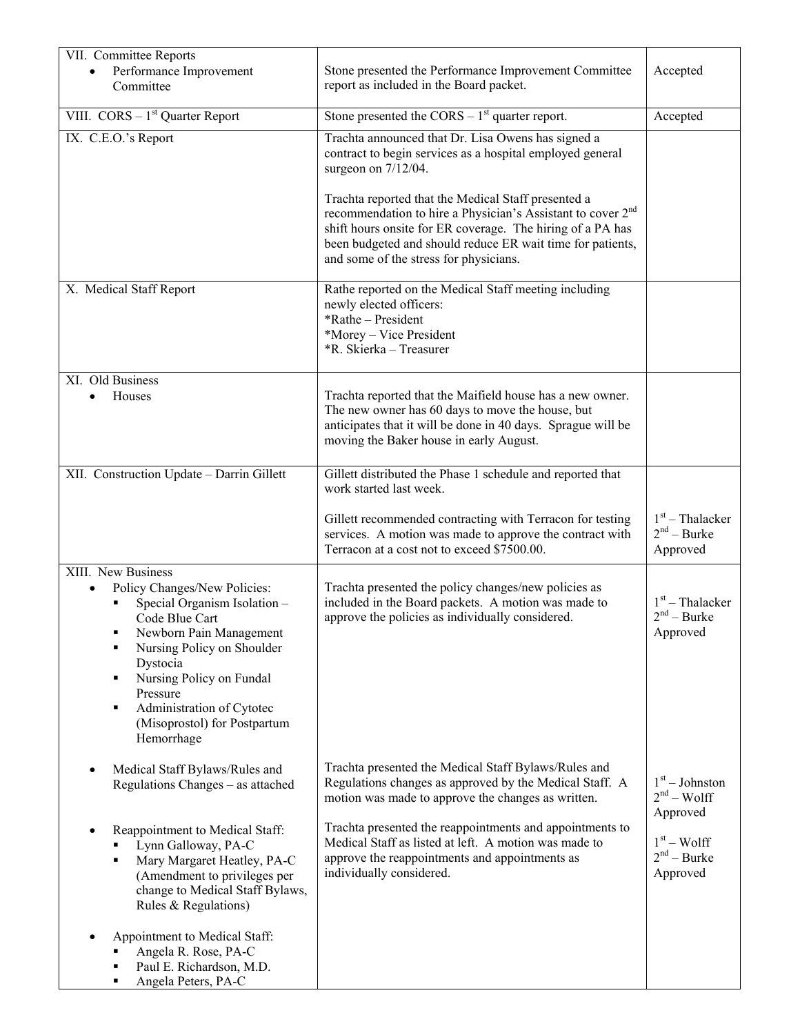| | | |
|---|---|---|
| VII. Committee Reports<br>• Performance Improvement Committee | Stone presented the Performance Improvement Committee report as included in the Board packet. | Accepted |
| VIII. CORS – 1st Quarter Report | Stone presented the CORS – 1st quarter report. | Accepted |
| IX. C.E.O.'s Report | Trachta announced that Dr. Lisa Owens has signed a contract to begin services as a hospital employed general surgeon on 7/12/04.<br><br>Trachta reported that the Medical Staff presented a recommendation to hire a Physician's Assistant to cover 2nd shift hours onsite for ER coverage. The hiring of a PA has been budgeted and should reduce ER wait time for patients, and some of the stress for physicians. | |
| X. Medical Staff Report | Rathe reported on the Medical Staff meeting including newly elected officers:<br>*Rathe – President<br>*Morey – Vice President<br>*R. Skierka – Treasurer | |
| XI. Old Business<br>• Houses | Trachta reported that the Maifield house has a new owner. The new owner has 60 days to move the house, but anticipates that it will be done in 40 days. Sprague will be moving the Baker house in early August. | |
| XII. Construction Update – Darrin Gillett | Gillett distributed the Phase 1 schedule and reported that work started last week.<br><br>Gillett recommended contracting with Terracon for testing services. A motion was made to approve the contract with Terracon at a cost not to exceed $7500.00. | 1st – Thalacker<br>2nd – Burke<br>Approved |
| XIII. New Business<br>• Policy Changes/New Policies:<br>▪ Special Organism Isolation – Code Blue Cart<br>▪ Newborn Pain Management<br>▪ Nursing Policy on Shoulder Dystocia<br>▪ Nursing Policy on Fundal Pressure<br>▪ Administration of Cytotec (Misoprostol) for Postpartum Hemorrhage | Trachta presented the policy changes/new policies as included in the Board packets. A motion was made to approve the policies as individually considered. | 1st – Thalacker<br>2nd – Burke<br>Approved |
| • Medical Staff Bylaws/Rules and Regulations Changes – as attached | Trachta presented the Medical Staff Bylaws/Rules and Regulations changes as approved by the Medical Staff. A motion was made to approve the changes as written. | 1st – Johnston<br>2nd – Wolff<br>Approved |
| • Reappointment to Medical Staff:<br>▪ Lynn Galloway, PA-C<br>▪ Mary Margaret Heatley, PA-C (Amendment to privileges per change to Medical Staff Bylaws, Rules & Regulations)<br><br>• Appointment to Medical Staff:<br>▪ Angela R. Rose, PA-C<br>▪ Paul E. Richardson, M.D.<br>▪ Angela Peters, PA-C | Trachta presented the reappointments and appointments to Medical Staff as listed at left. A motion was made to approve the reappointments and appointments as individually considered. | 1st – Wolff<br>2nd – Burke<br>Approved |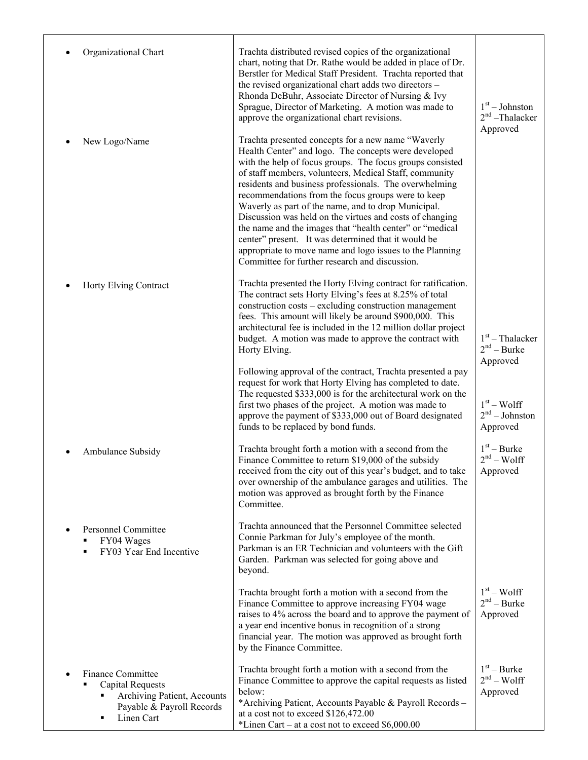| | | |
|---|---|---|
| • Organizational Chart | Trachta distributed revised copies of the organizational chart, noting that Dr. Rathe would be added in place of Dr. Berstler for Medical Staff President. Trachta reported that the revised organizational chart adds two directors – Rhonda DeBuhr, Associate Director of Nursing & Ivy Sprague, Director of Marketing. A motion was made to approve the organizational chart revisions. | 1st – Johnston<br>2nd –Thalacker<br>Approved |
| • New Logo/Name | Trachta presented concepts for a new name "Waverly Health Center" and logo. The concepts were developed with the help of focus groups. The focus groups consisted of staff members, volunteers, Medical Staff, community residents and business professionals. The overwhelming recommendations from the focus groups were to keep Waverly as part of the name, and to drop Municipal. Discussion was held on the virtues and costs of changing the name and the images that "health center" or "medical center" present. It was determined that it would be appropriate to move name and logo issues to the Planning Committee for further research and discussion. | |
| • Horty Elving Contract | Trachta presented the Horty Elving contract for ratification. The contract sets Horty Elving's fees at 8.25% of total construction costs – excluding construction management fees. This amount will likely be around $900,000. This architectural fee is included in the 12 million dollar project budget. A motion was made to approve the contract with Horty Elving. | 1st – Thalacker<br>2nd – Burke<br>Approved |
| | Following approval of the contract, Trachta presented a pay request for work that Horty Elving has completed to date. The requested $333,000 is for the architectural work on the first two phases of the project. A motion was made to approve the payment of $333,000 out of Board designated funds to be replaced by bond funds. | 1st – Wolff<br>2nd – Johnston<br>Approved |
| • Ambulance Subsidy | Trachta brought forth a motion with a second from the Finance Committee to return $19,000 of the subsidy received from the city out of this year's budget, and to take over ownership of the ambulance garages and utilities. The motion was approved as brought forth by the Finance Committee. | 1st – Burke<br>2nd – Wolff<br>Approved |
| • Personnel Committee<br>▪ FY04 Wages<br>▪ FY03 Year End Incentive | Trachta announced that the Personnel Committee selected Connie Parkman for July's employee of the month. Parkman is an ER Technician and volunteers with the Gift Garden. Parkman was selected for going above and beyond. | |
| | Trachta brought forth a motion with a second from the Finance Committee to approve increasing FY04 wage raises to 4% across the board and to approve the payment of a year end incentive bonus in recognition of a strong financial year. The motion was approved as brought forth by the Finance Committee. | 1st – Wolff<br>2nd – Burke<br>Approved |
| • Finance Committee<br>▪ Capital Requests<br>▪ Archiving Patient, Accounts Payable & Payroll Records<br>▪ Linen Cart | Trachta brought forth a motion with a second from the Finance Committee to approve the capital requests as listed below:<br>*Archiving Patient, Accounts Payable & Payroll Records – at a cost not to exceed $126,472.00<br>*Linen Cart – at a cost not to exceed $6,000.00 | 1st – Burke<br>2nd – Wolff<br>Approved |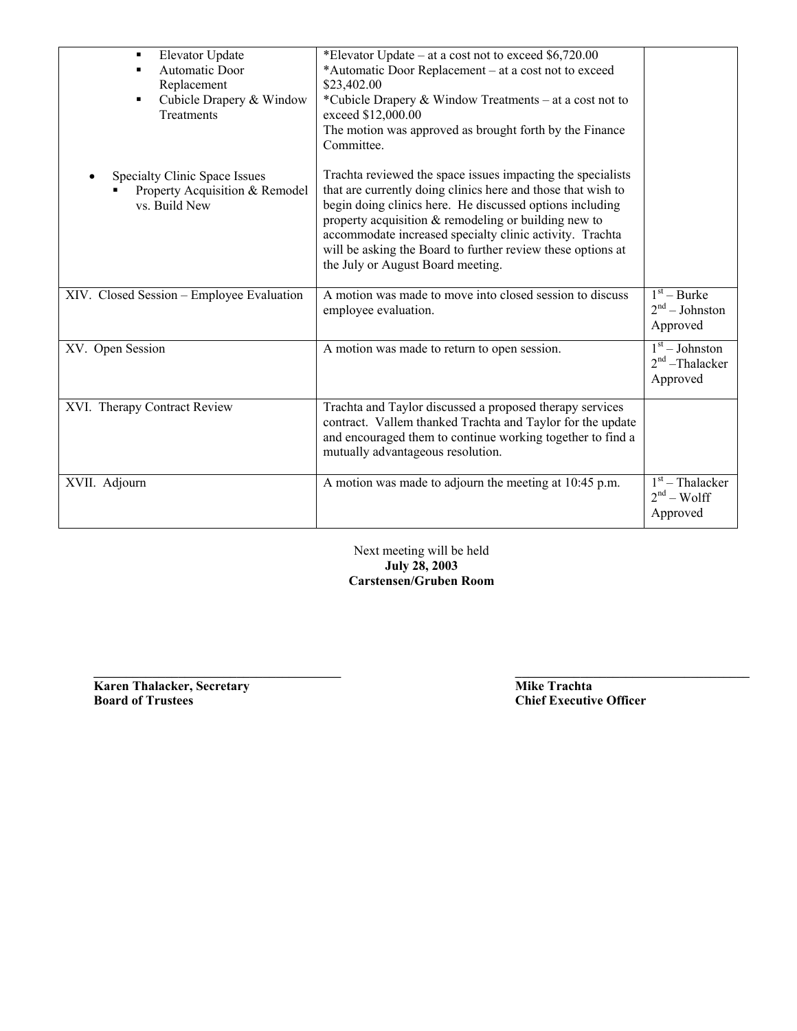| | | |
|---|---|---|
| ▪ Elevator Update<br>▪ Automatic Door Replacement<br>▪ Cubicle Drapery & Window Treatments | *Elevator Update – at a cost not to exceed $6,720.00<br>*Automatic Door Replacement – at a cost not to exceed $23,402.00<br>*Cubicle Drapery & Window Treatments – at a cost not to exceed $12,000.00<br>The motion was approved as brought forth by the Finance Committee. | |
| • Specialty Clinic Space Issues<br>▪ Property Acquisition & Remodel vs. Build New | Trachta reviewed the space issues impacting the specialists that are currently doing clinics here and those that wish to begin doing clinics here. He discussed options including property acquisition & remodeling or building new to accommodate increased specialty clinic activity. Trachta will be asking the Board to further review these options at the July or August Board meeting. | |
| XIV. Closed Session – Employee Evaluation | A motion was made to move into closed session to discuss employee evaluation. | 1st – Burke<br>2nd – Johnston<br>Approved |
| XV. Open Session | A motion was made to return to open session. | 1st – Johnston<br>2nd –Thalacker<br>Approved |
| XVI. Therapy Contract Review | Trachta and Taylor discussed a proposed therapy services contract. Vallem thanked Trachta and Taylor for the update and encouraged them to continue working together to find a mutually advantageous resolution. | |
| XVII. Adjourn | A motion was made to adjourn the meeting at 10:45 p.m. | 1st – Thalacker<br>2nd – Wolff<br>Approved |

Next meeting will be held
**July 28, 2003**
**Carstensen/Gruben Room**

**Karen Thalacker, Secretary**
**Board of Trustees**

**Mike Trachta**
**Chief Executive Officer**